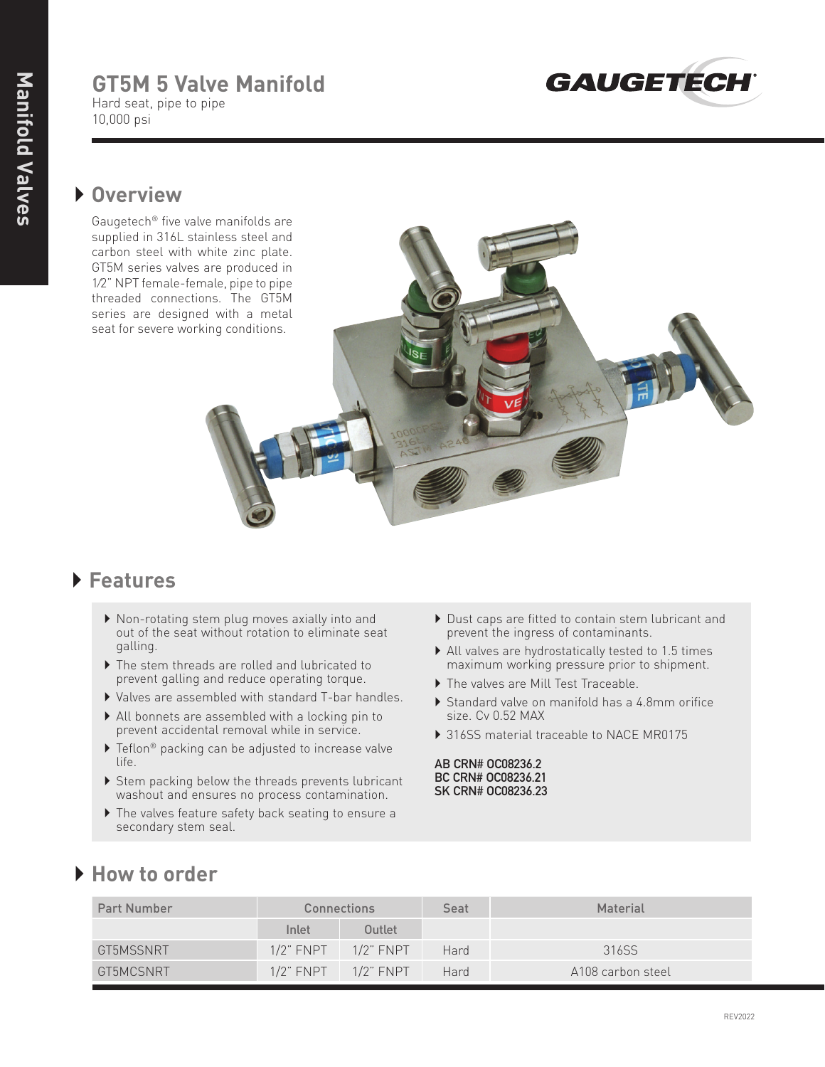# GT5M 5 Valve Manifold

Hard seat, pipe to pipe
10,000 psi

## Overview

Gaugetech® five valve manifolds are supplied in 316L stainless steel and carbon steel with white zinc plate. GT5M series valves are produced in 1/2" NPT female-female, pipe to pipe threaded connections. The GT5M series are designed with a metal seat for severe working conditions.

## Features

- Non-rotating stem plug moves axially into and out of the seat without rotation to eliminate seat galling.
- The stem threads are rolled and lubricated to prevent galling and reduce operating torque.
- Valves are assembled with standard T-bar handles.
- All bonnets are assembled with a locking pin to prevent accidental removal while in service.
- Teflon® packing can be adjusted to increase valve life.
- Stem packing below the threads prevents lubricant washout and ensures no process contamination.
- The valves feature safety back seating to ensure a secondary stem seal.
- Dust caps are fitted to contain stem lubricant and prevent the ingress of contaminants.
- All valves are hydrostatically tested to 1.5 times maximum working pressure prior to shipment.
- The valves are Mill Test Traceable.
- Standard valve on manifold has a 4.8mm orifice size. Cv 0.52 MAX
- 316SS material traceable to NACE MR0175

**AB CRN# OC08236.2**
**BC CRN# OC08236.21**
**SK CRN# OC08236.23**

## How to order

| Part Number | Connections | | Seat | Material |
|---|---|---|---|---|
| | Inlet | Outlet | | |
| GT5MSSNRT | 1/2" FNPT | 1/2" FNPT | Hard | 316SS |
| GT5MCSNRT | 1/2" FNPT | 1/2" FNPT | Hard | A108 carbon steel |

REV2022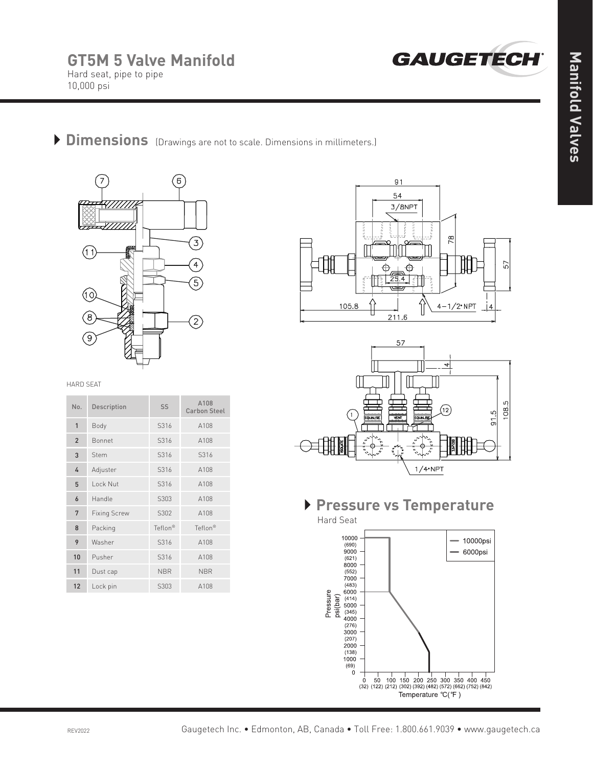# GT5M 5 Valve Manifold

Hard seat, pipe to pipe
10,000 psi

**Manifold Valves**

## Dimensions (Drawings are not to scale. Dimensions in millimeters.)

7
6
3
11
4
5
10
8
2
9

91
54
3/8NPT
78
57
25.4
105.8
4-1/2"NPT
4
211.6

57
4
EQUALISE
VENT
EQUALISE
1
12
91.5
108.5
ISOLATE
ISOLATE
1/4"NPT

HARD SEAT

| No. | Description | SS | A108 Carbon Steel |
|---|---|---|---|
| 1 | Body | S316 | A108 |
| 2 | Bonnet | S316 | A108 |
| 3 | Stem | S316 | S316 |
| 4 | Adjuster | S316 | A108 |
| 5 | Lock Nut | S316 | A108 |
| 6 | Handle | S303 | A108 |
| 7 | Fixing Screw | S302 | A108 |
| 8 | Packing | Teflon® | Teflon® |
| 9 | Washer | S316 | A108 |
| 10 | Pusher | S316 | A108 |
| 11 | Dust cap | NBR | NBR |
| 12 | Lock pin | S303 | A108 |

## Pressure vs Temperature

Hard Seat

10000psi
6000psi

Pressure psi(bar)
10000 (690)
9000 (621)
8000 (552)
7000 (483)
6000 (414)
5000 (345)
4000 (276)
3000 (207)
2000 (138)
1000 (69)
0

0 (32)
50 (122)
100 (212)
150 (302)
200 (392)
250 (482)
300 (572)
350 (662)
400 (752)
450 (842)

Temperature ℃(℉)